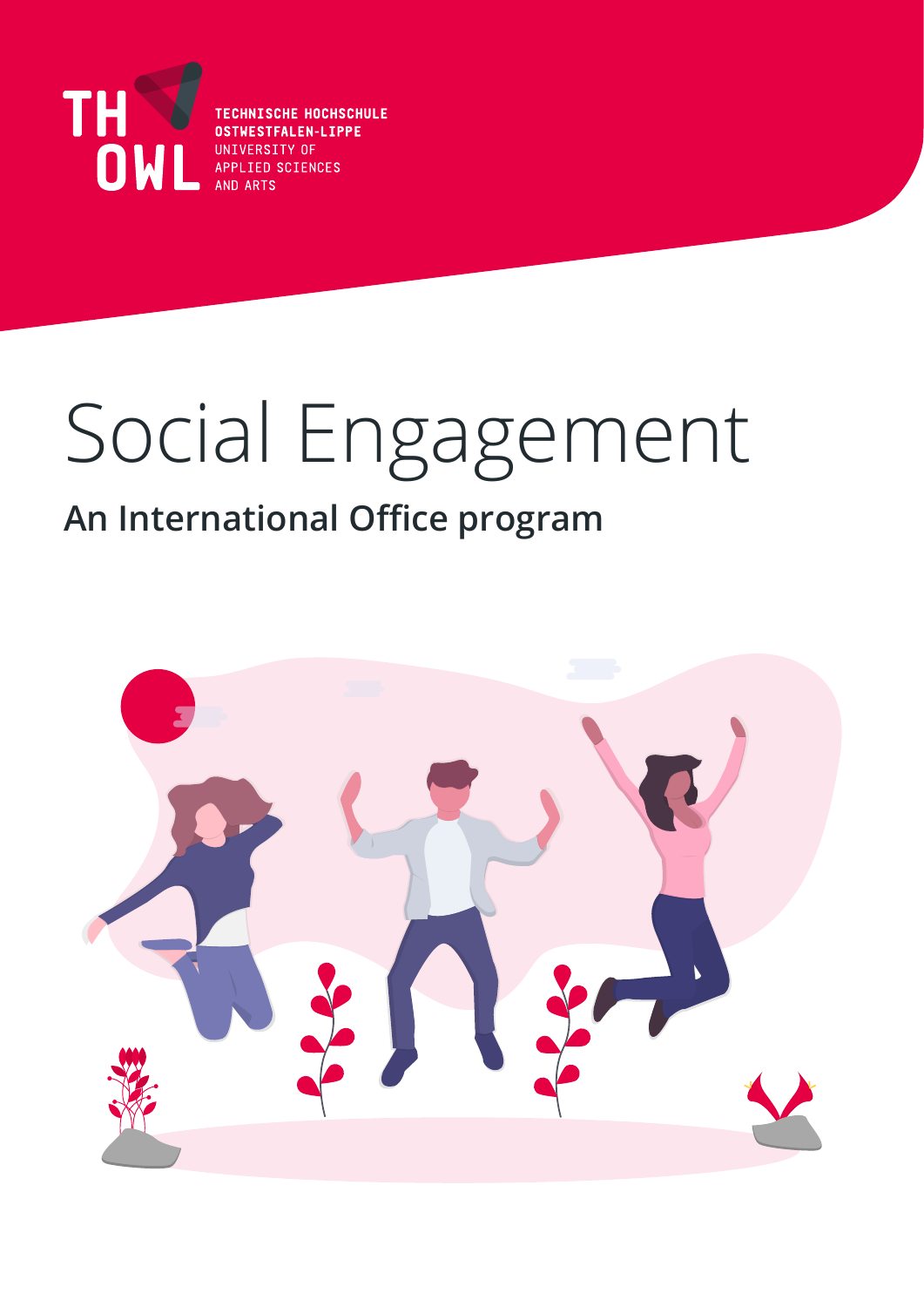TH OWL

TECHNISCHE HOCHSCHULE
OSTWESTFALEN-LIPPE
UNIVERSITY OF
APPLIED SCIENCES
AND ARTS

# Social Engagement

## An International Office program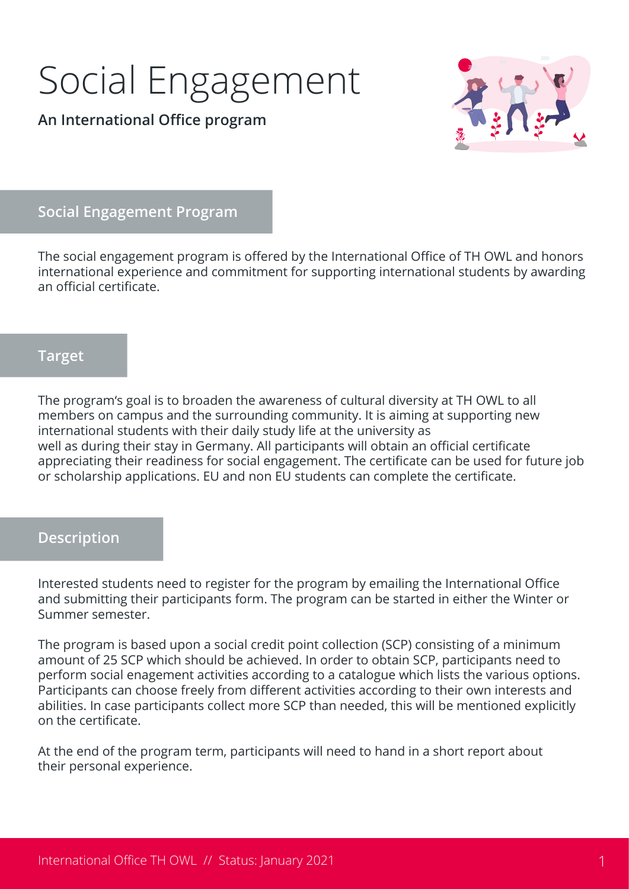# Social Engagement

**An International Office program**

## Social Engagement Program

The social engagement program is offered by the International Office of TH OWL and honors international experience and commitment for supporting international students by awarding an official certificate.

## Target

The program's goal is to broaden the awareness of cultural diversity at TH OWL to all members on campus and the surrounding community. It is aiming at supporting new international students with their daily study life at the university as well as during their stay in Germany. All participants will obtain an official certificate appreciating their readiness for social engagement. The certificate can be used for future job or scholarship applications. EU and non EU students can complete the certificate.

## Description

Interested students need to register for the program by emailing the International Office and submitting their participants form. The program can be started in either the Winter or Summer semester.

The program is based upon a social credit point collection (SCP) consisting of a minimum amount of 25 SCP which should be achieved. In order to obtain SCP, participants need to perform social enagement activities according to a catalogue which lists the various options. Participants can choose freely from different activities according to their own interests and abilities. In case participants collect more SCP than needed, this will be mentioned explicitly on the certificate.

At the end of the program term, participants will need to hand in a short report about their personal experience.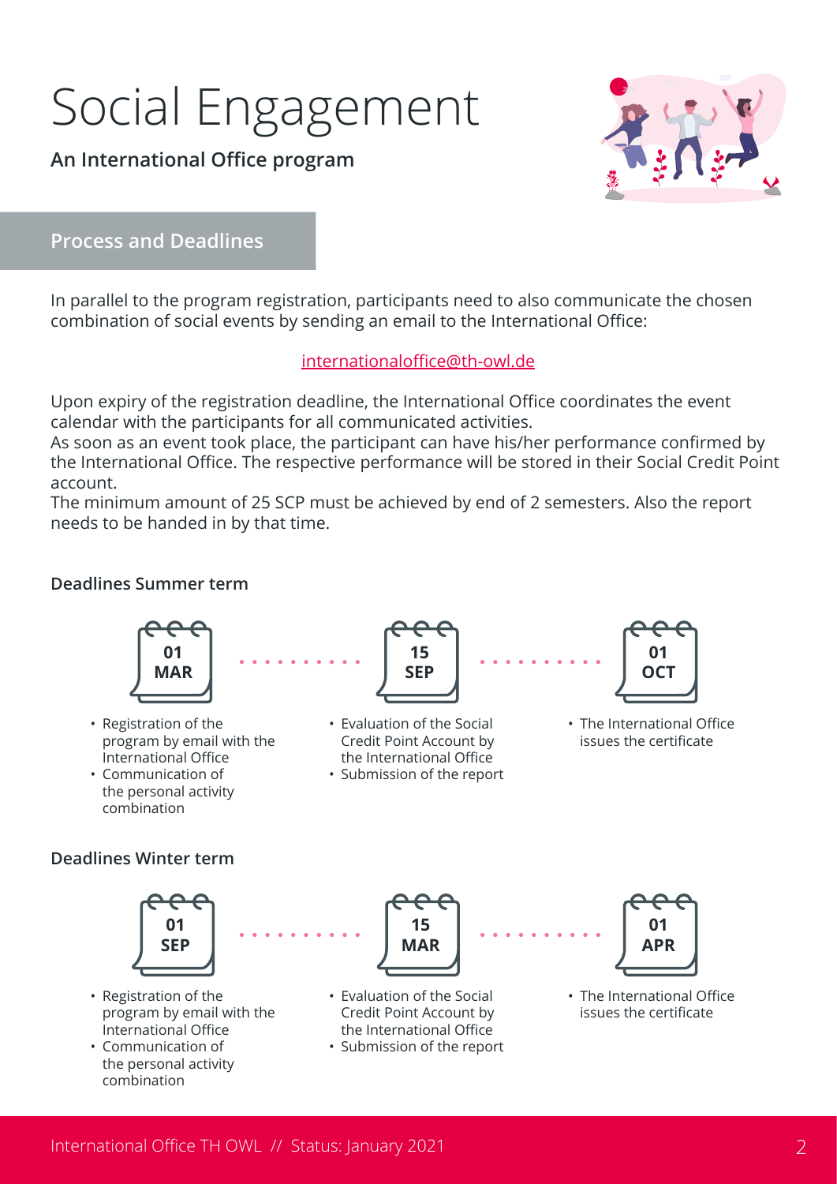# Social Engagement

**An International Office program**

## Process and Deadlines

In parallel to the program registration, participants need to also communicate the chosen combination of social events by sending an email to the International Office:

internationaloffice@th-owl.de

Upon expiry of the registration deadline, the International Office coordinates the event calendar with the participants for all communicated activities.
As soon as an event took place, the participant can have his/her performance confirmed by the International Office. The respective performance will be stored in their Social Credit Point account.
The minimum amount of 25 SCP must be achieved by end of 2 semesters. Also the report needs to be handed in by that time.

### Deadlines Summer term

**01 MAR**

- Registration of the program by email with the International Office
- Communication of the personal activity combination

**15 SEP**

- Evaluation of the Social Credit Point Account by the International Office
- Submission of the report

**01 OCT**

- The International Office issues the certificate

### Deadlines Winter term

**01 SEP**

- Registration of the program by email with the International Office
- Communication of the personal activity combination

**15 MAR**

- Evaluation of the Social Credit Point Account by the International Office
- Submission of the report

**01 APR**

- The International Office issues the certificate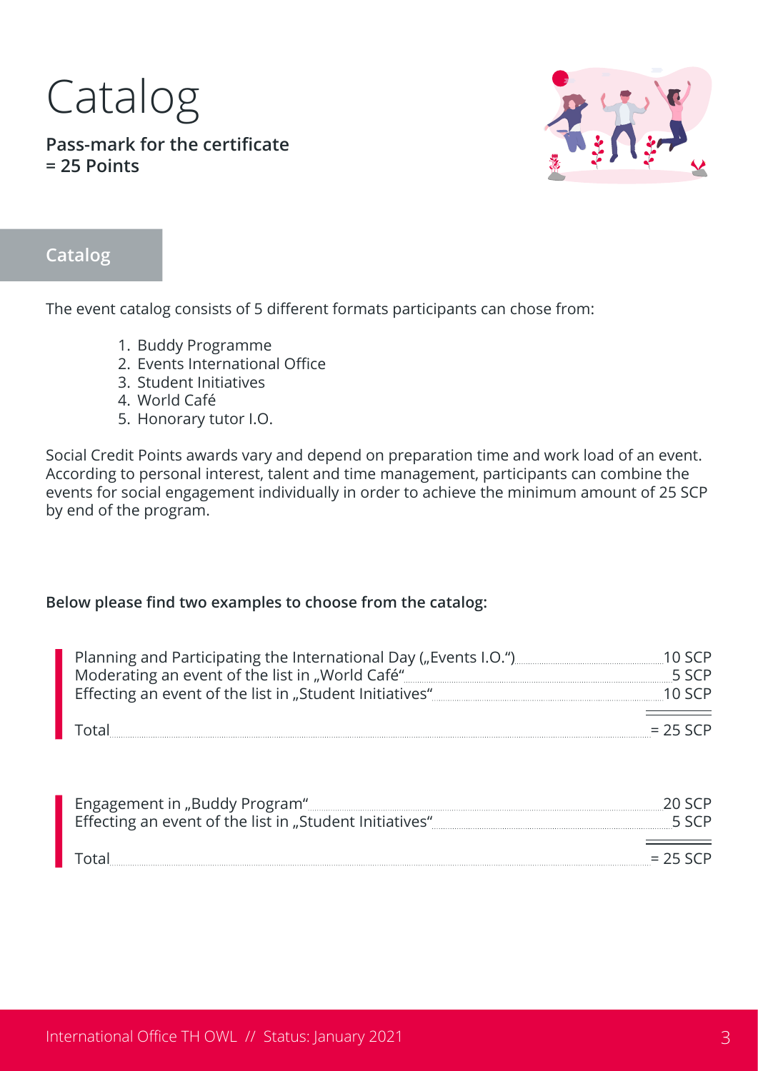# Catalog

**Pass-mark for the certificate = 25 Points**

## Catalog

The event catalog consists of 5 different formats participants can chose from:

1. Buddy Programme
2. Events International Office
3. Student Initiatives
4. World Café
5. Honorary tutor I.O.

Social Credit Points awards vary and depend on preparation time and work load of an event. According to personal interest, talent and time management, participants can combine the events for social engagement individually in order to achieve the minimum amount of 25 SCP by end of the program.

**Below please find two examples to choose from the catalog:**

| Activity | SCP |
|---|---|
| Planning and Participating the International Day („Events I.O.“) | 10 SCP |
| Moderating an event of the list in „World Café“ | 5 SCP |
| Effecting an event of the list in „Student Initiatives“ | 10 SCP |
| Total | = 25 SCP |

| Activity | SCP |
|---|---|
| Engagement in „Buddy Program“ | 20 SCP |
| Effecting an event of the list in „Student Initiatives“ | 5 SCP |
| Total | = 25 SCP |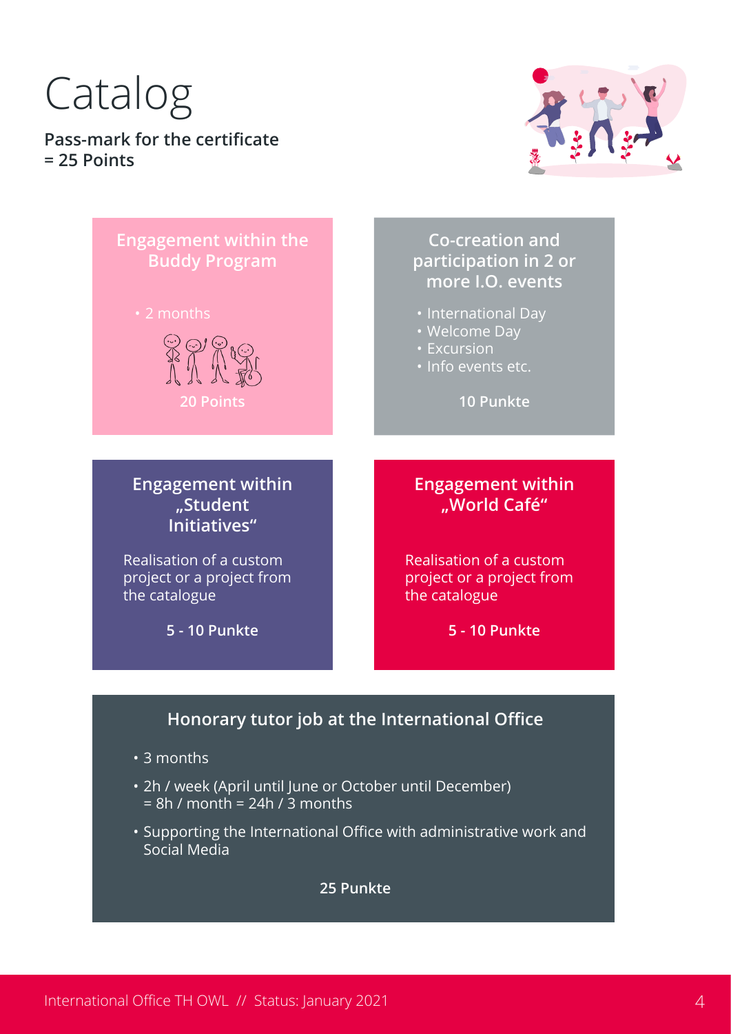# Catalog

**Pass-mark for the certificate = 25 Points**

### Engagement within the Buddy Program

- 2 months

**20 Points**

### Co-creation and participation in 2 or more I.O. events

- International Day
- Welcome Day
- Excursion
- Info events etc.

**10 Punkte**

### Engagement within „Student Initiatives“

Realisation of a custom project or a project from the catalogue

**5 - 10 Punkte**

### Engagement within „World Café“

Realisation of a custom project or a project from the catalogue

**5 - 10 Punkte**

### Honorary tutor job at the International Office

- 3 months
- 2h / week (April until June or October until December) = 8h / month = 24h / 3 months
- Supporting the International Office with administrative work and Social Media

**25 Punkte**

International Office TH OWL // Status: January 2021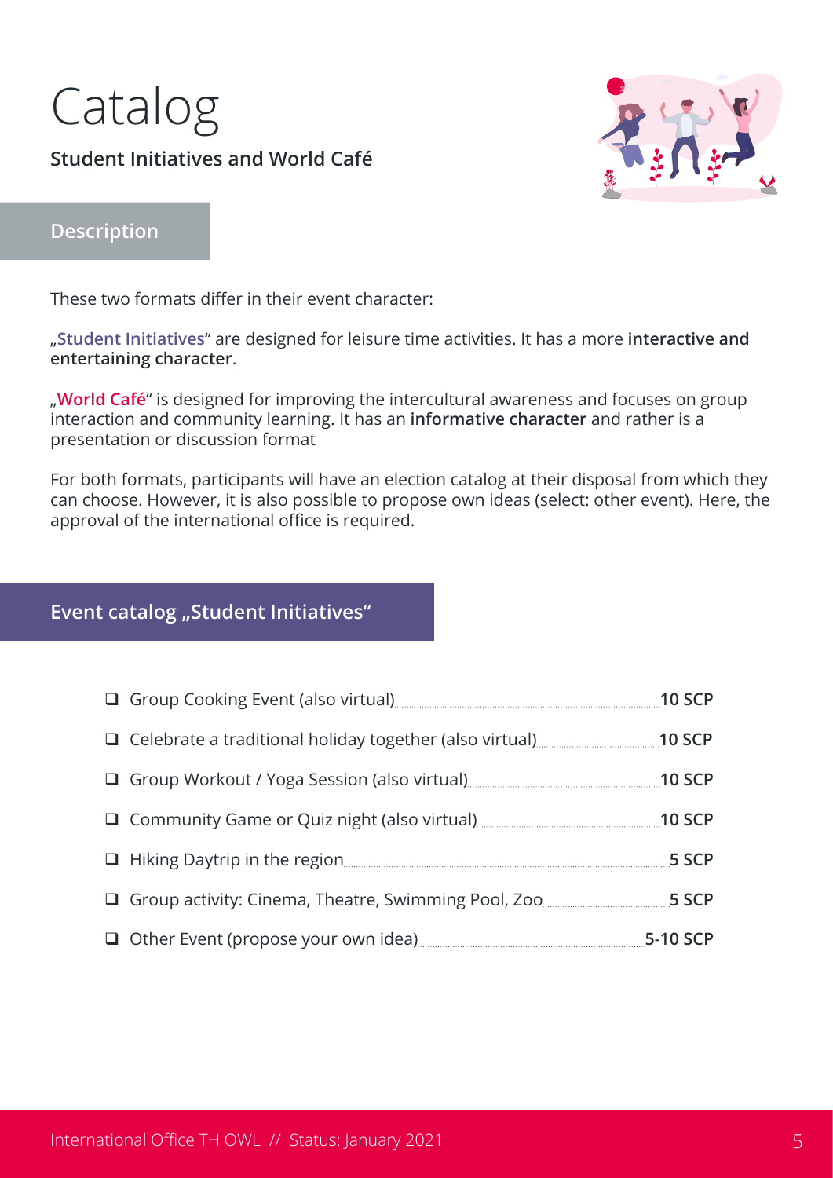# Catalog

**Student Initiatives and World Café**

## Description

These two formats differ in their event character:

„**Student Initiatives**" are designed for leisure time activities. It has a more **interactive and entertaining character**.

„**World Café**" is designed for improving the intercultural awareness and focuses on group interaction and community learning. It has an **informative character** and rather is a presentation or discussion format

For both formats, participants will have an election catalog at their disposal from which they can choose. However, it is also possible to propose own ideas (select: other event). Here, the approval of the international office is required.

## Event catalog „Student Initiatives"

- ❑ Group Cooking Event (also virtual) .......... **10 SCP**
- ❑ Celebrate a traditional holiday together (also virtual) .......... **10 SCP**
- ❑ Group Workout / Yoga Session (also virtual) .......... **10 SCP**
- ❑ Community Game or Quiz night (also virtual) .......... **10 SCP**
- ❑ Hiking Daytrip in the region .......... **5 SCP**
- ❑ Group activity: Cinema, Theatre, Swimming Pool, Zoo .......... **5 SCP**
- ❑ Other Event (propose your own idea) .......... **5-10 SCP**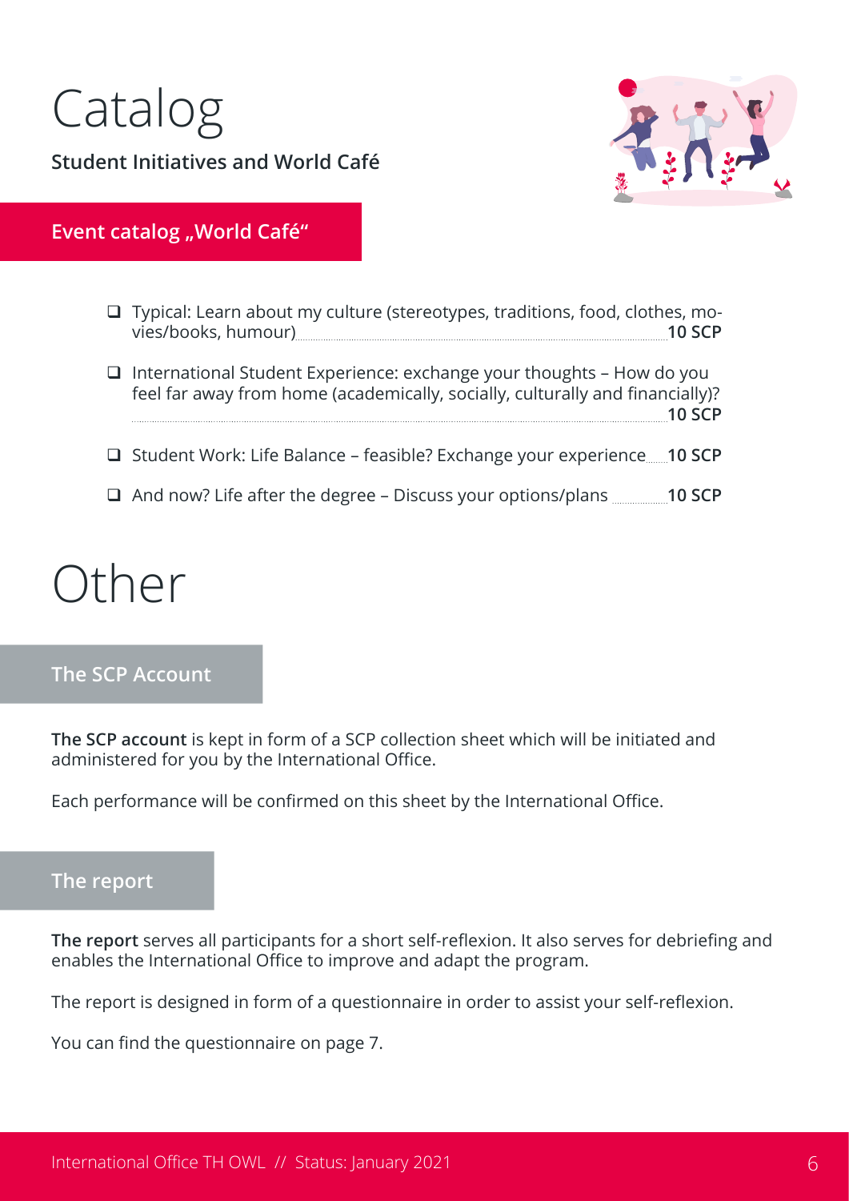# Catalog

**Student Initiatives and World Café**

## Event catalog „World Café“

- ❑ Typical: Learn about my culture (stereotypes, traditions, food, clothes, movies/books, humour) **10 SCP**
- ❑ International Student Experience: exchange your thoughts – How do you feel far away from home (academically, socially, culturally and financially)? **10 SCP**
- ❑ Student Work: Life Balance – feasible? Exchange your experience **10 SCP**
- ❑ And now? Life after the degree – Discuss your options/plans **10 SCP**

# Other

## The SCP Account

**The SCP account** is kept in form of a SCP collection sheet which will be initiated and administered for you by the International Office.

Each performance will be confirmed on this sheet by the International Office.

## The report

**The report** serves all participants for a short self-reflexion. It also serves for debriefing and enables the International Office to improve and adapt the program.

The report is designed in form of a questionnaire in order to assist your self-reflexion.

You can find the questionnaire on page 7.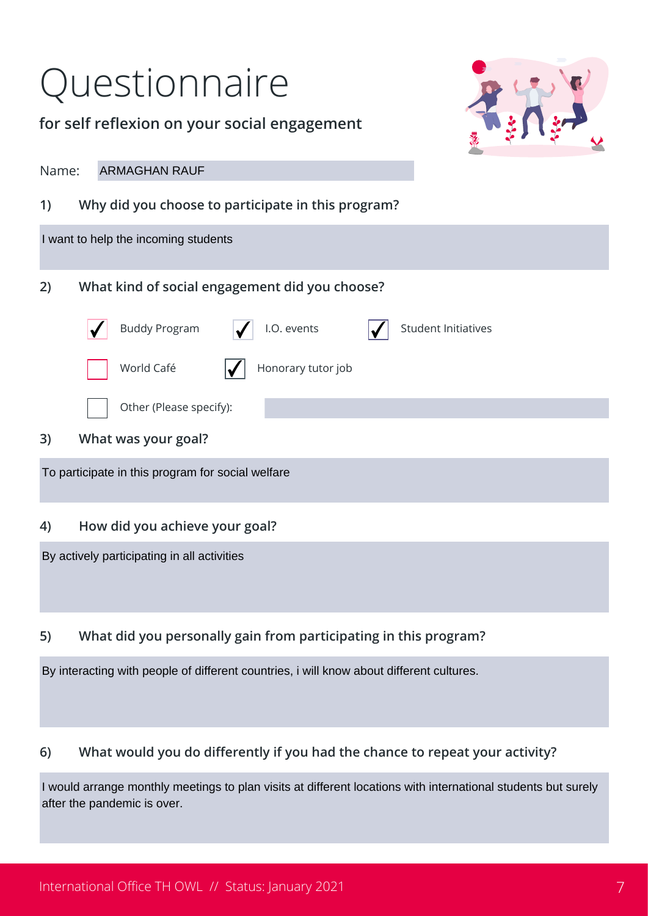# Questionnaire

**for self reflexion on your social engagement**

Name: ARMAGHAN RAUF

**1) Why did you choose to participate in this program?**

I want to help the incoming students

**2) What kind of social engagement did you choose?**

- [x] Buddy Program
- [x] I.O. events
- [x] Student Initiatives
- [ ] World Café
- [x] Honorary tutor job
- [ ] Other (Please specify):

**3) What was your goal?**

To participate in this program for social welfare

**4) How did you achieve your goal?**

By actively participating in all activities

**5) What did you personally gain from participating in this program?**

By interacting with people of different countries, i will know about different cultures.

**6) What would you do differently if you had the chance to repeat your activity?**

I would arrange monthly meetings to plan visits at different locations with international students but surely after the pandemic is over.

International Office TH OWL // Status: January 2021